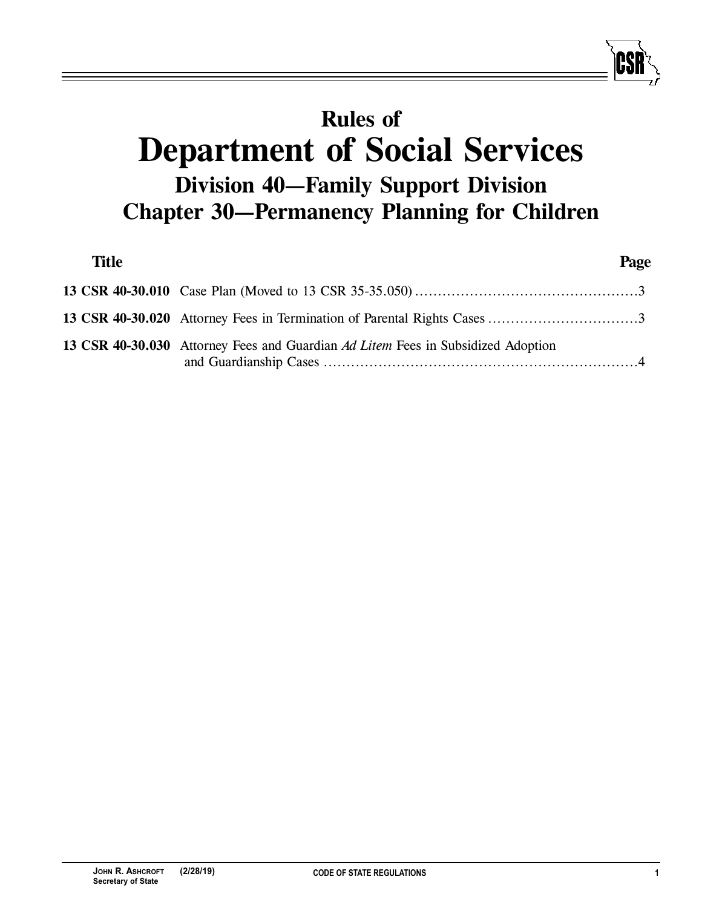# Rules of
# Department of Social Services
## Division 40—Family Support Division
## Chapter 30—Permanency Planning for Children

| Title | | Page |
|---|---|---|
| **13 CSR 40-30.010** | Case Plan (Moved to 13 CSR 35-35.050) | 3 |
| **13 CSR 40-30.020** | Attorney Fees in Termination of Parental Rights Cases | 3 |
| **13 CSR 40-30.030** | Attorney Fees and Guardian *Ad Litem* Fees in Subsidized Adoption and Guardianship Cases | 4 |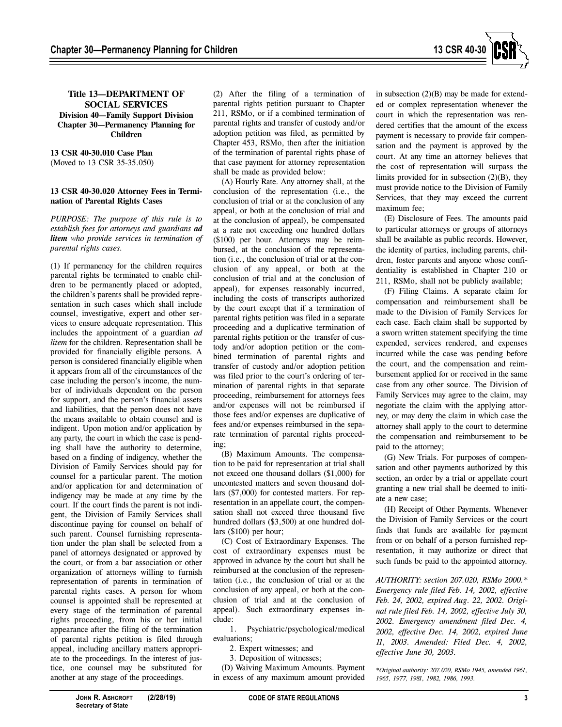**Title 13—DEPARTMENT OF SOCIAL SERVICES**
**Division 40—Family Support Division**
**Chapter 30—Permanency Planning for Children**

**13 CSR 40-30.010 Case Plan**
(Moved to 13 CSR 35-35.050)

**13 CSR 40-30.020 Attorney Fees in Termination of Parental Rights Cases**

*PURPOSE: The purpose of this rule is to establish fees for attorneys and guardians **ad litem** who provide services in termination of parental rights cases.*

(1) If permanency for the children requires parental rights be terminated to enable children to be permanently placed or adopted, the children's parents shall be provided representation in such cases which shall include counsel, investigative, expert and other services to ensure adequate representation. This includes the appointment of a guardian *ad litem* for the children. Representation shall be provided for financially eligible persons. A person is considered financially eligible when it appears from all of the circumstances of the case including the person's income, the number of individuals dependent on the person for support, and the person's financial assets and liabilities, that the person does not have the means available to obtain counsel and is indigent. Upon motion and/or application by any party, the court in which the case is pending shall have the authority to determine, based on a finding of indigency, whether the Division of Family Services should pay for counsel for a particular parent. The motion and/or application for and determination of indigency may be made at any time by the court. If the court finds the parent is not indigent, the Division of Family Services shall discontinue paying for counsel on behalf of such parent. Counsel furnishing representation under the plan shall be selected from a panel of attorneys designated or approved by the court, or from a bar association or other organization of attorneys willing to furnish representation of parents in termination of parental rights cases. A person for whom counsel is appointed shall be represented at every stage of the termination of parental rights proceeding, from his or her initial appearance after the filing of the termination of parental rights petition is filed through appeal, including ancillary matters appropriate to the proceedings. In the interest of justice, one counsel may be substituted for another at any stage of the proceedings.

(2) After the filing of a termination of parental rights petition pursuant to Chapter 211, RSMo, or if a combined termination of parental rights and transfer of custody and/or adoption petition was filed, as permitted by Chapter 453, RSMo, then after the initiation of the termination of parental rights phase of that case payment for attorney representation shall be made as provided below:

(A) Hourly Rate. Any attorney shall, at the conclusion of the representation (i.e., the conclusion of trial or at the conclusion of any appeal, or both at the conclusion of trial and at the conclusion of appeal), be compensated at a rate not exceeding one hundred dollars ($100) per hour. Attorneys may be reimbursed, at the conclusion of the representation (i.e., the conclusion of trial or at the conclusion of any appeal, or both at the conclusion of trial and at the conclusion of appeal), for expenses reasonably incurred, including the costs of transcripts authorized by the court except that if a termination of parental rights petition was filed in a separate proceeding and a duplicative termination of parental rights petition or the transfer of custody and/or adoption petition or the combined termination of parental rights and transfer of custody and/or adoption petition was filed prior to the court's ordering of termination of parental rights in that separate proceeding, reimbursement for attorneys fees and/or expenses will not be reimbursed if those fees and/or expenses are duplicative of fees and/or expenses reimbursed in the separate termination of parental rights proceeding;

(B) Maximum Amounts. The compensation to be paid for representation at trial shall not exceed one thousand dollars ($1,000) for uncontested matters and seven thousand dollars ($7,000) for contested matters. For representation in an appellate court, the compensation shall not exceed three thousand five hundred dollars ($3,500) at one hundred dollars ($100) per hour;

(C) Cost of Extraordinary Expenses. The cost of extraordinary expenses must be approved in advance by the court but shall be reimbursed at the conclusion of the representation (i.e., the conclusion of trial or at the conclusion of any appeal, or both at the conclusion of trial and at the conclusion of appeal). Such extraordinary expenses include:

1. Psychiatric/psychological/medical evaluations;
2. Expert witnesses; and
3. Deposition of witnesses;

(D) Waiving Maximum Amounts. Payment in excess of any maximum amount provided in subsection (2)(B) may be made for extended or complex representation whenever the court in which the representation was rendered certifies that the amount of the excess payment is necessary to provide fair compensation and the payment is approved by the court. At any time an attorney believes that the cost of representation will surpass the limits provided for in subsection (2)(B), they must provide notice to the Division of Family Services, that they may exceed the current maximum fee;

(E) Disclosure of Fees. The amounts paid to particular attorneys or groups of attorneys shall be available as public records. However, the identity of parties, including parents, children, foster parents and anyone whose confidentiality is established in Chapter 210 or 211, RSMo, shall not be publicly available;

(F) Filing Claims. A separate claim for compensation and reimbursement shall be made to the Division of Family Services for each case. Each claim shall be supported by a sworn written statement specifying the time expended, services rendered, and expenses incurred while the case was pending before the court, and the compensation and reimbursement applied for or received in the same case from any other source. The Division of Family Services may agree to the claim, may negotiate the claim with the applying attorney, or may deny the claim in which case the attorney shall apply to the court to determine the compensation and reimbursement to be paid to the attorney;

(G) New Trials. For purposes of compensation and other payments authorized by this section, an order by a trial or appellate court granting a new trial shall be deemed to initiate a new case;

(H) Receipt of Other Payments. Whenever the Division of Family Services or the court finds that funds are available for payment from or on behalf of a person furnished representation, it may authorize or direct that such funds be paid to the appointed attorney.

*AUTHORITY: section 207.020, RSMo 2000.\* Emergency rule filed Feb. 14, 2002, effective Feb. 24, 2002, expired Aug. 22, 2002. Original rule filed Feb. 14, 2002, effective July 30, 2002. Emergency amendment filed Dec. 4, 2002, effective Dec. 14, 2002, expired June 11, 2003. Amended: Filed Dec. 4, 2002, effective June 30, 2003.*

*\*Original authority: 207.020, RSMo 1945, amended 1961, 1965, 1977, 1981, 1982, 1986, 1993.*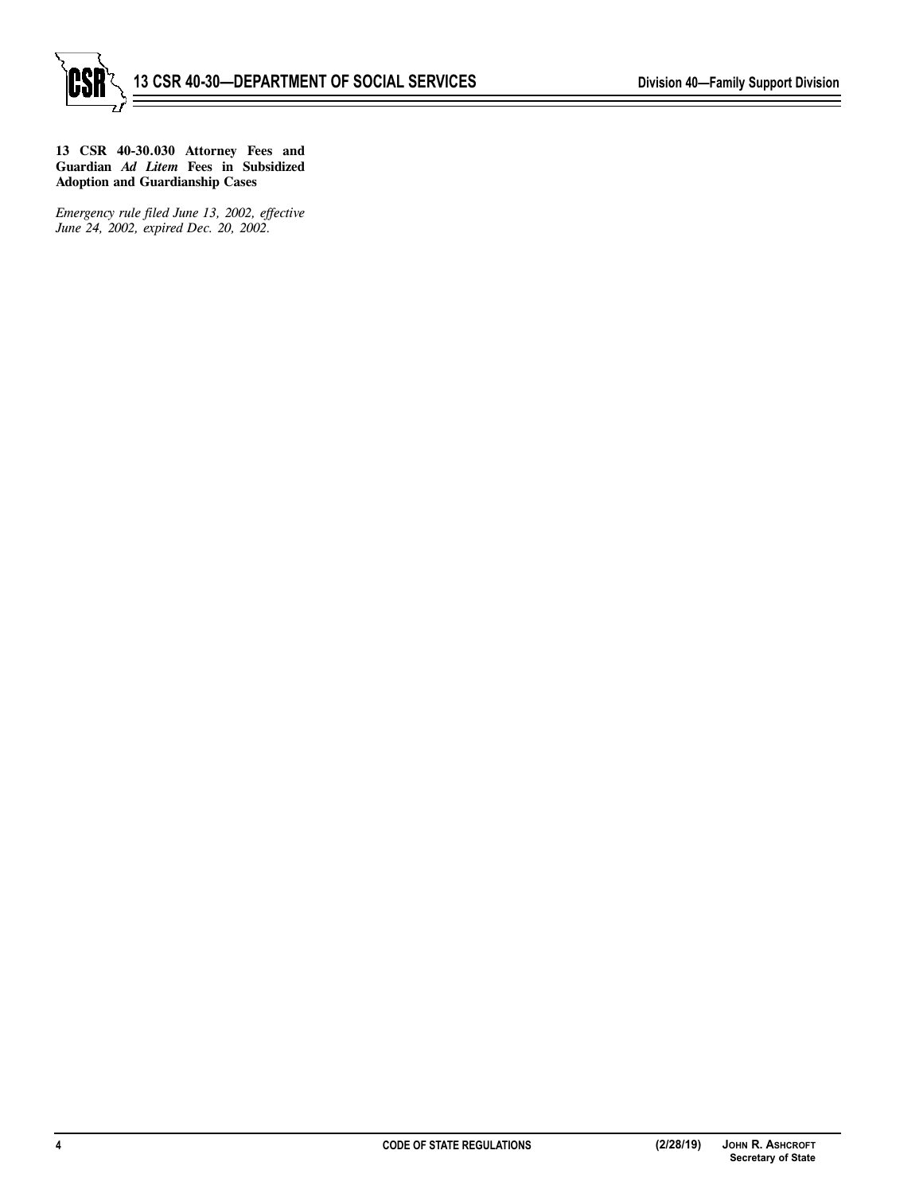**13 CSR 40-30.030 Attorney Fees and Guardian *Ad Litem* Fees in Subsidized Adoption and Guardianship Cases**

*Emergency rule filed June 13, 2002, effective June 24, 2002, expired Dec. 20, 2002.*